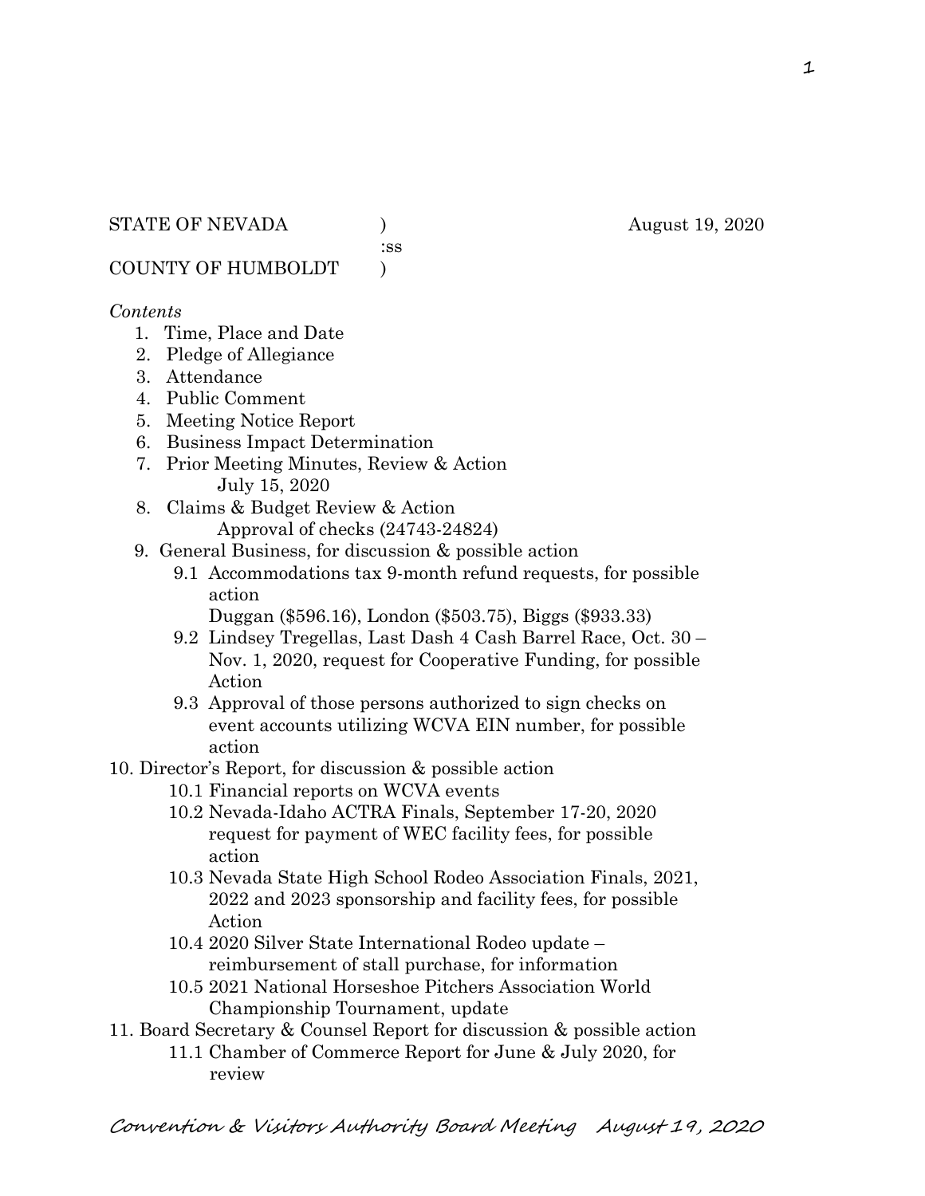STATE OF NEVADA ) August 19, 2020
:ss
COUNTY OF HUMBOLDT )

*Contents*

1. Time, Place and Date
2. Pledge of Allegiance
3. Attendance
4. Public Comment
5. Meeting Notice Report
6. Business Impact Determination
7. Prior Meeting Minutes, Review & Action
   July 15, 2020
8. Claims & Budget Review & Action
   Approval of checks (24743-24824)
9. General Business, for discussion & possible action
   - 9.1 Accommodations tax 9-month refund requests, for possible action
     Duggan ($596.16), London ($503.75), Biggs ($933.33)
   - 9.2 Lindsey Tregellas, Last Dash 4 Cash Barrel Race, Oct. 30 – Nov. 1, 2020, request for Cooperative Funding, for possible Action
   - 9.3 Approval of those persons authorized to sign checks on event accounts utilizing WCVA EIN number, for possible action
10. Director's Report, for discussion & possible action
    - 10.1 Financial reports on WCVA events
    - 10.2 Nevada-Idaho ACTRA Finals, September 17-20, 2020 request for payment of WEC facility fees, for possible action
    - 10.3 Nevada State High School Rodeo Association Finals, 2021, 2022 and 2023 sponsorship and facility fees, for possible Action
    - 10.4 2020 Silver State International Rodeo update – reimbursement of stall purchase, for information
    - 10.5 2021 National Horseshoe Pitchers Association World Championship Tournament, update
11. Board Secretary & Counsel Report for discussion & possible action
    - 11.1 Chamber of Commerce Report for June & July 2020, for review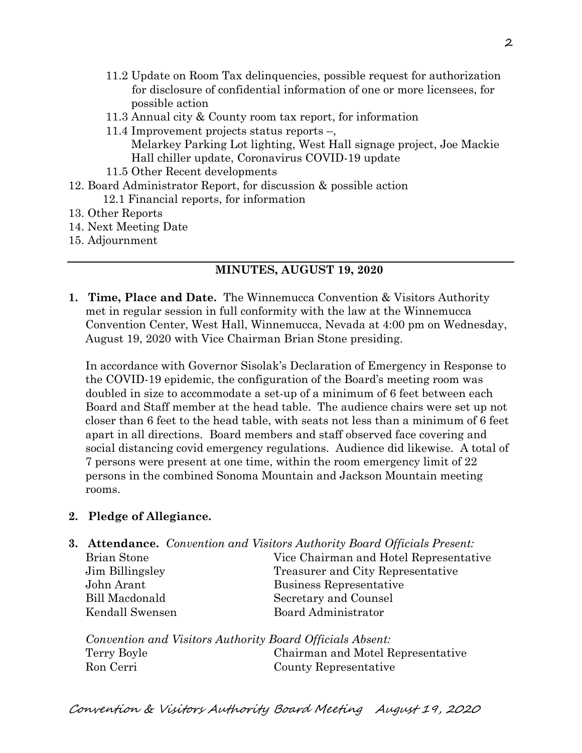- 11.2 Update on Room Tax delinquencies, possible request for authorization for disclosure of confidential information of one or more licensees, for possible action
- 11.3 Annual city & County room tax report, for information
- 11.4 Improvement projects status reports –, Melarkey Parking Lot lighting, West Hall signage project, Joe Mackie Hall chiller update, Coronavirus COVID-19 update
- 11.5 Other Recent developments

12. Board Administrator Report, for discussion & possible action
    - 12.1 Financial reports, for information
13. Other Reports
14. Next Meeting Date
15. Adjournment

---

## MINUTES, AUGUST 19, 2020

**1. Time, Place and Date.** The Winnemucca Convention & Visitors Authority met in regular session in full conformity with the law at the Winnemucca Convention Center, West Hall, Winnemucca, Nevada at 4:00 pm on Wednesday, August 19, 2020 with Vice Chairman Brian Stone presiding.

In accordance with Governor Sisolak's Declaration of Emergency in Response to the COVID-19 epidemic, the configuration of the Board's meeting room was doubled in size to accommodate a set-up of a minimum of 6 feet between each Board and Staff member at the head table. The audience chairs were set up not closer than 6 feet to the head table, with seats not less than a minimum of 6 feet apart in all directions. Board members and staff observed face covering and social distancing covid emergency regulations. Audience did likewise. A total of 7 persons were present at one time, within the room emergency limit of 22 persons in the combined Sonoma Mountain and Jackson Mountain meeting rooms.

**2. Pledge of Allegiance.**

**3. Attendance.** *Convention and Visitors Authority Board Officials Present:*

| | |
|---|---|
| Brian Stone | Vice Chairman and Hotel Representative |
| Jim Billingsley | Treasurer and City Representative |
| John Arant | Business Representative |
| Bill Macdonald | Secretary and Counsel |
| Kendall Swensen | Board Administrator |

*Convention and Visitors Authority Board Officials Absent:*

| | |
|---|---|
| Terry Boyle | Chairman and Motel Representative |
| Ron Cerri | County Representative |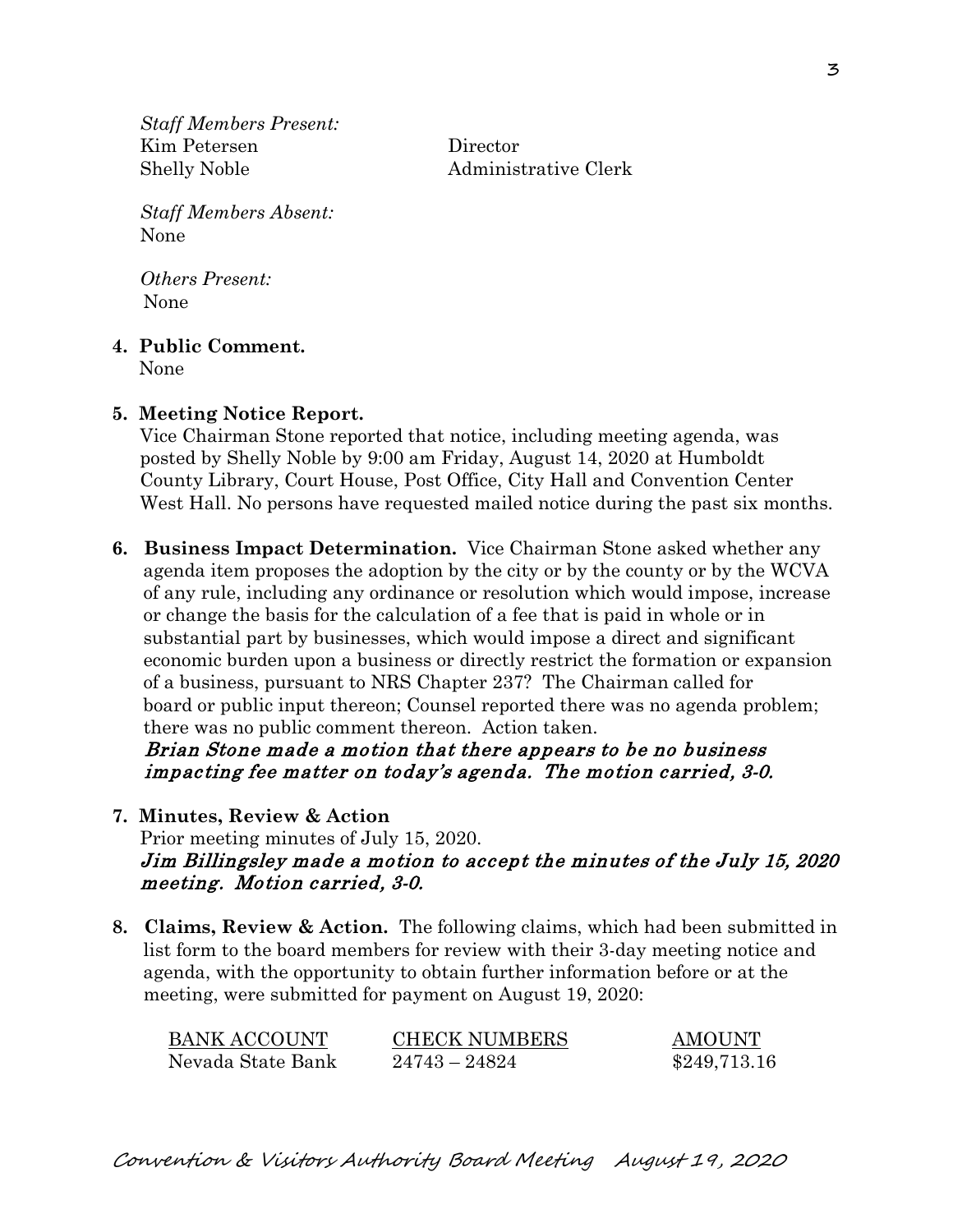*Staff Members Present:*

| | |
|---|---|
| Kim Petersen | Director |
| Shelly Noble | Administrative Clerk |

*Staff Members Absent:*
None

*Others Present:*
None

**4. Public Comment.**
None

**5. Meeting Notice Report.**
Vice Chairman Stone reported that notice, including meeting agenda, was posted by Shelly Noble by 9:00 am Friday, August 14, 2020 at Humboldt County Library, Court House, Post Office, City Hall and Convention Center West Hall. No persons have requested mailed notice during the past six months.

**6. Business Impact Determination.** Vice Chairman Stone asked whether any agenda item proposes the adoption by the city or by the county or by the WCVA of any rule, including any ordinance or resolution which would impose, increase or change the basis for the calculation of a fee that is paid in whole or in substantial part by businesses, which would impose a direct and significant economic burden upon a business or directly restrict the formation or expansion of a business, pursuant to NRS Chapter 237? The Chairman called for board or public input thereon; Counsel reported there was no agenda problem; there was no public comment thereon. Action taken.
***Brian Stone made a motion that there appears to be no business impacting fee matter on today's agenda. The motion carried, 3-0.***

**7. Minutes, Review & Action**
Prior meeting minutes of July 15, 2020.
***Jim Billingsley made a motion to accept the minutes of the July 15, 2020 meeting. Motion carried, 3-0.***

**8. Claims, Review & Action.** The following claims, which had been submitted in list form to the board members for review with their 3-day meeting notice and agenda, with the opportunity to obtain further information before or at the meeting, were submitted for payment on August 19, 2020:

| BANK ACCOUNT | CHECK NUMBERS | AMOUNT |
|---|---|---|
| Nevada State Bank | 24743 – 24824 | $249,713.16 |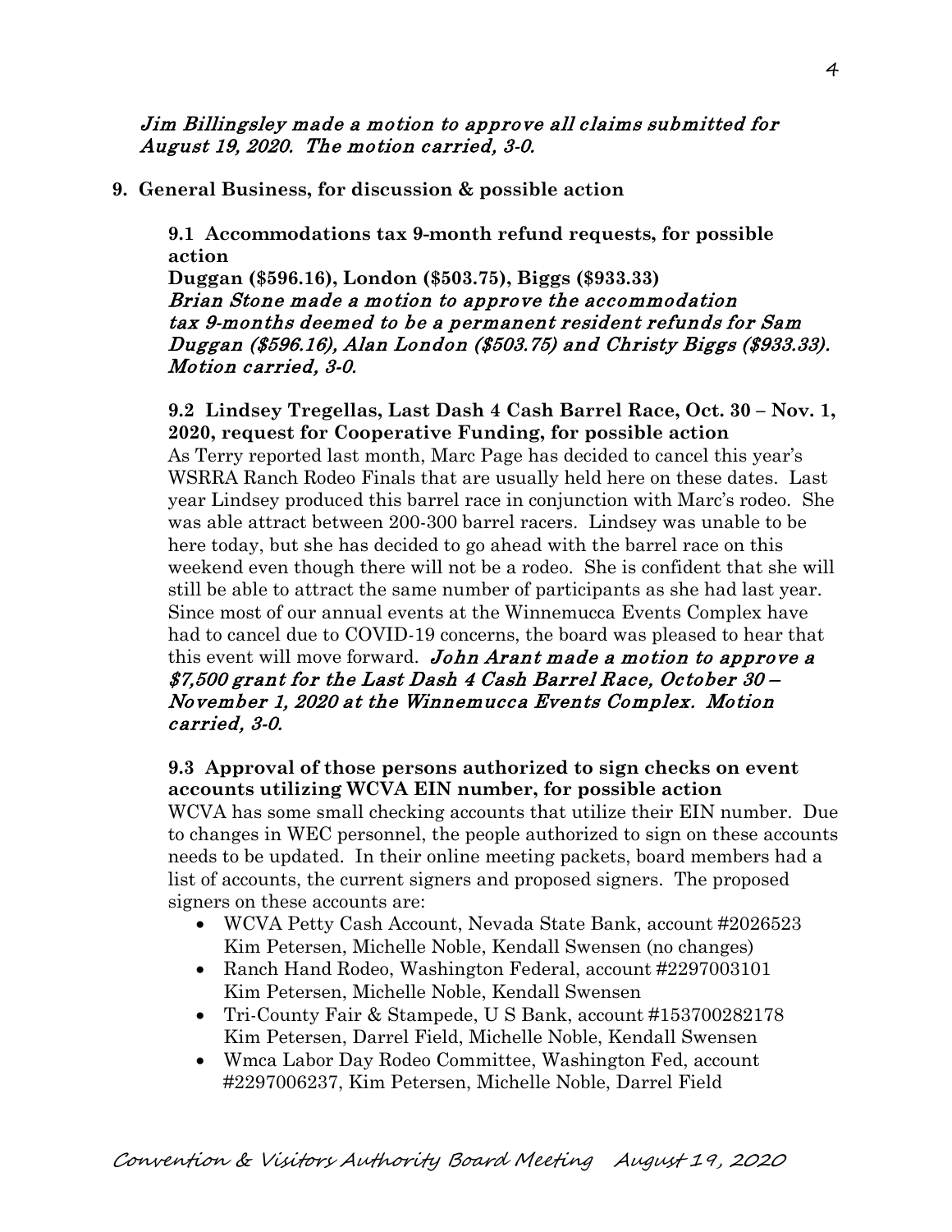*Jim Billingsley made a motion to approve all claims submitted for August 19, 2020. The motion carried, 3-0.*

**9. General Business, for discussion & possible action**

**9.1 Accommodations tax 9-month refund requests, for possible action**
**Duggan ($596.16), London ($503.75), Biggs ($933.33)**
*Brian Stone made a motion to approve the accommodation tax 9-months deemed to be a permanent resident refunds for Sam Duggan ($596.16), Alan London ($503.75) and Christy Biggs ($933.33). Motion carried, 3-0.*

**9.2 Lindsey Tregellas, Last Dash 4 Cash Barrel Race, Oct. 30 – Nov. 1, 2020, request for Cooperative Funding, for possible action**
As Terry reported last month, Marc Page has decided to cancel this year's WSRRA Ranch Rodeo Finals that are usually held here on these dates. Last year Lindsey produced this barrel race in conjunction with Marc's rodeo. She was able attract between 200-300 barrel racers. Lindsey was unable to be here today, but she has decided to go ahead with the barrel race on this weekend even though there will not be a rodeo. She is confident that she will still be able to attract the same number of participants as she had last year. Since most of our annual events at the Winnemucca Events Complex have had to cancel due to COVID-19 concerns, the board was pleased to hear that this event will move forward. *John Arant made a motion to approve a $7,500 grant for the Last Dash 4 Cash Barrel Race, October 30 – November 1, 2020 at the Winnemucca Events Complex. Motion carried, 3-0.*

**9.3 Approval of those persons authorized to sign checks on event accounts utilizing WCVA EIN number, for possible action**
WCVA has some small checking accounts that utilize their EIN number. Due to changes in WEC personnel, the people authorized to sign on these accounts needs to be updated. In their online meeting packets, board members had a list of accounts, the current signers and proposed signers. The proposed signers on these accounts are:

- WCVA Petty Cash Account, Nevada State Bank, account #2026523 Kim Petersen, Michelle Noble, Kendall Swensen (no changes)
- Ranch Hand Rodeo, Washington Federal, account #2297003101 Kim Petersen, Michelle Noble, Kendall Swensen
- Tri-County Fair & Stampede, U S Bank, account #153700282178 Kim Petersen, Darrel Field, Michelle Noble, Kendall Swensen
- Wmca Labor Day Rodeo Committee, Washington Fed, account #2297006237, Kim Petersen, Michelle Noble, Darrel Field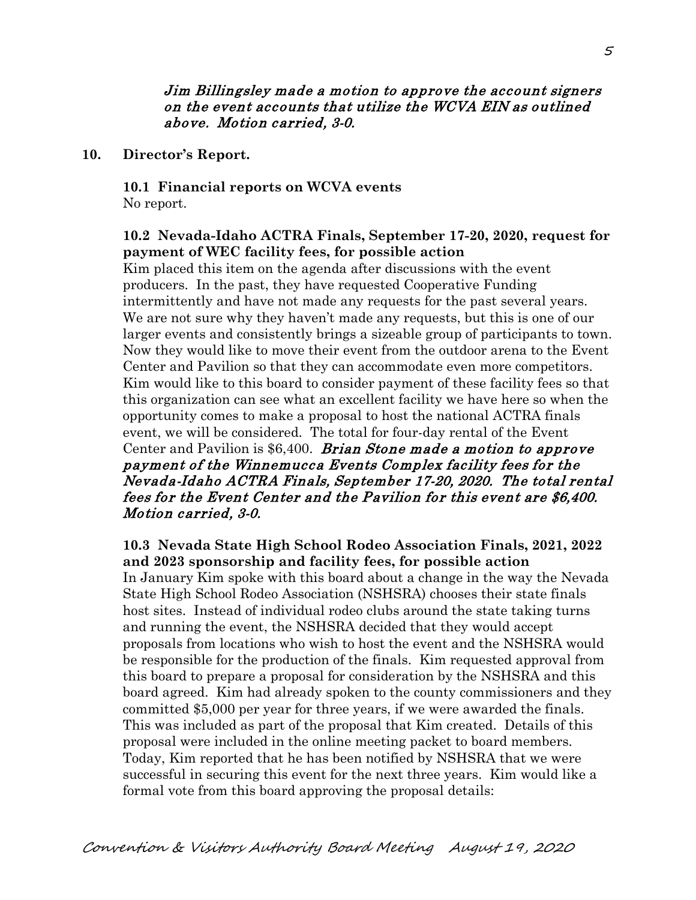*Jim Billingsley made a motion to approve the account signers on the event accounts that utilize the WCVA EIN as outlined above. Motion carried, 3-0.*

**10. Director's Report.**

**10.1 Financial reports on WCVA events**

No report.

**10.2 Nevada-Idaho ACTRA Finals, September 17-20, 2020, request for payment of WEC facility fees, for possible action**

Kim placed this item on the agenda after discussions with the event producers. In the past, they have requested Cooperative Funding intermittently and have not made any requests for the past several years. We are not sure why they haven't made any requests, but this is one of our larger events and consistently brings a sizeable group of participants to town. Now they would like to move their event from the outdoor arena to the Event Center and Pavilion so that they can accommodate even more competitors. Kim would like to this board to consider payment of these facility fees so that this organization can see what an excellent facility we have here so when the opportunity comes to make a proposal to host the national ACTRA finals event, we will be considered. The total for four-day rental of the Event Center and Pavilion is $6,400. *Brian Stone made a motion to approve payment of the Winnemucca Events Complex facility fees for the Nevada-Idaho ACTRA Finals, September 17-20, 2020. The total rental fees for the Event Center and the Pavilion for this event are $6,400. Motion carried, 3-0.*

**10.3 Nevada State High School Rodeo Association Finals, 2021, 2022 and 2023 sponsorship and facility fees, for possible action**

In January Kim spoke with this board about a change in the way the Nevada State High School Rodeo Association (NSHSRA) chooses their state finals host sites. Instead of individual rodeo clubs around the state taking turns and running the event, the NSHSRA decided that they would accept proposals from locations who wish to host the event and the NSHSRA would be responsible for the production of the finals. Kim requested approval from this board to prepare a proposal for consideration by the NSHSRA and this board agreed. Kim had already spoken to the county commissioners and they committed $5,000 per year for three years, if we were awarded the finals. This was included as part of the proposal that Kim created. Details of this proposal were included in the online meeting packet to board members. Today, Kim reported that he has been notified by NSHSRA that we were successful in securing this event for the next three years. Kim would like a formal vote from this board approving the proposal details: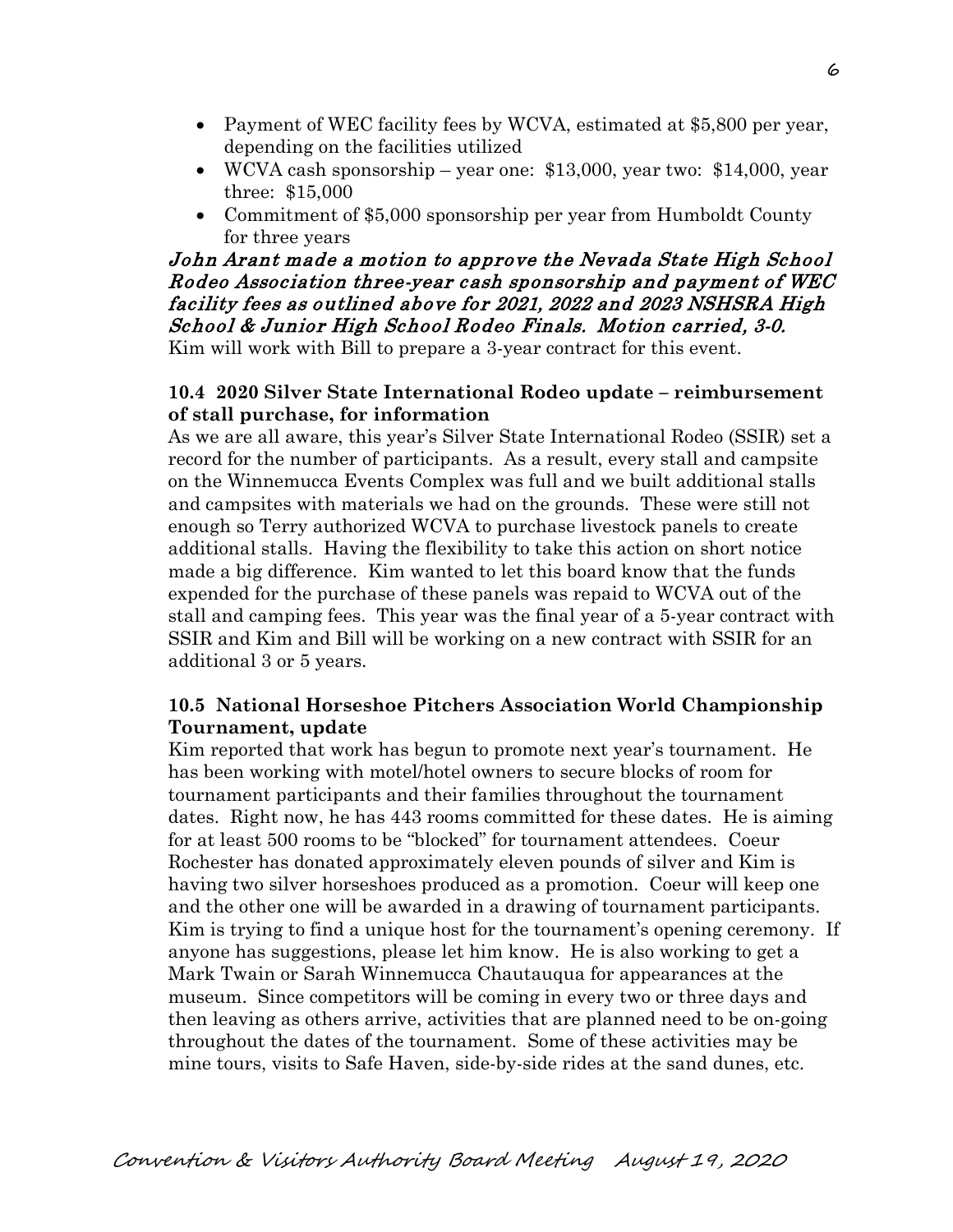- Payment of WEC facility fees by WCVA, estimated at $5,800 per year, depending on the facilities utilized
- WCVA cash sponsorship – year one: $13,000, year two: $14,000, year three: $15,000
- Commitment of $5,000 sponsorship per year from Humboldt County for three years

***John Arant made a motion to approve the Nevada State High School Rodeo Association three-year cash sponsorship and payment of WEC facility fees as outlined above for 2021, 2022 and 2023 NSHSRA High School & Junior High School Rodeo Finals. Motion carried, 3-0.***
Kim will work with Bill to prepare a 3-year contract for this event.

**10.4 2020 Silver State International Rodeo update – reimbursement of stall purchase, for information**

As we are all aware, this year's Silver State International Rodeo (SSIR) set a record for the number of participants. As a result, every stall and campsite on the Winnemucca Events Complex was full and we built additional stalls and campsites with materials we had on the grounds. These were still not enough so Terry authorized WCVA to purchase livestock panels to create additional stalls. Having the flexibility to take this action on short notice made a big difference. Kim wanted to let this board know that the funds expended for the purchase of these panels was repaid to WCVA out of the stall and camping fees. This year was the final year of a 5-year contract with SSIR and Kim and Bill will be working on a new contract with SSIR for an additional 3 or 5 years.

**10.5 National Horseshoe Pitchers Association World Championship Tournament, update**

Kim reported that work has begun to promote next year's tournament. He has been working with motel/hotel owners to secure blocks of room for tournament participants and their families throughout the tournament dates. Right now, he has 443 rooms committed for these dates. He is aiming for at least 500 rooms to be "blocked" for tournament attendees. Coeur Rochester has donated approximately eleven pounds of silver and Kim is having two silver horseshoes produced as a promotion. Coeur will keep one and the other one will be awarded in a drawing of tournament participants. Kim is trying to find a unique host for the tournament's opening ceremony. If anyone has suggestions, please let him know. He is also working to get a Mark Twain or Sarah Winnemucca Chautauqua for appearances at the museum. Since competitors will be coming in every two or three days and then leaving as others arrive, activities that are planned need to be on-going throughout the dates of the tournament. Some of these activities may be mine tours, visits to Safe Haven, side-by-side rides at the sand dunes, etc.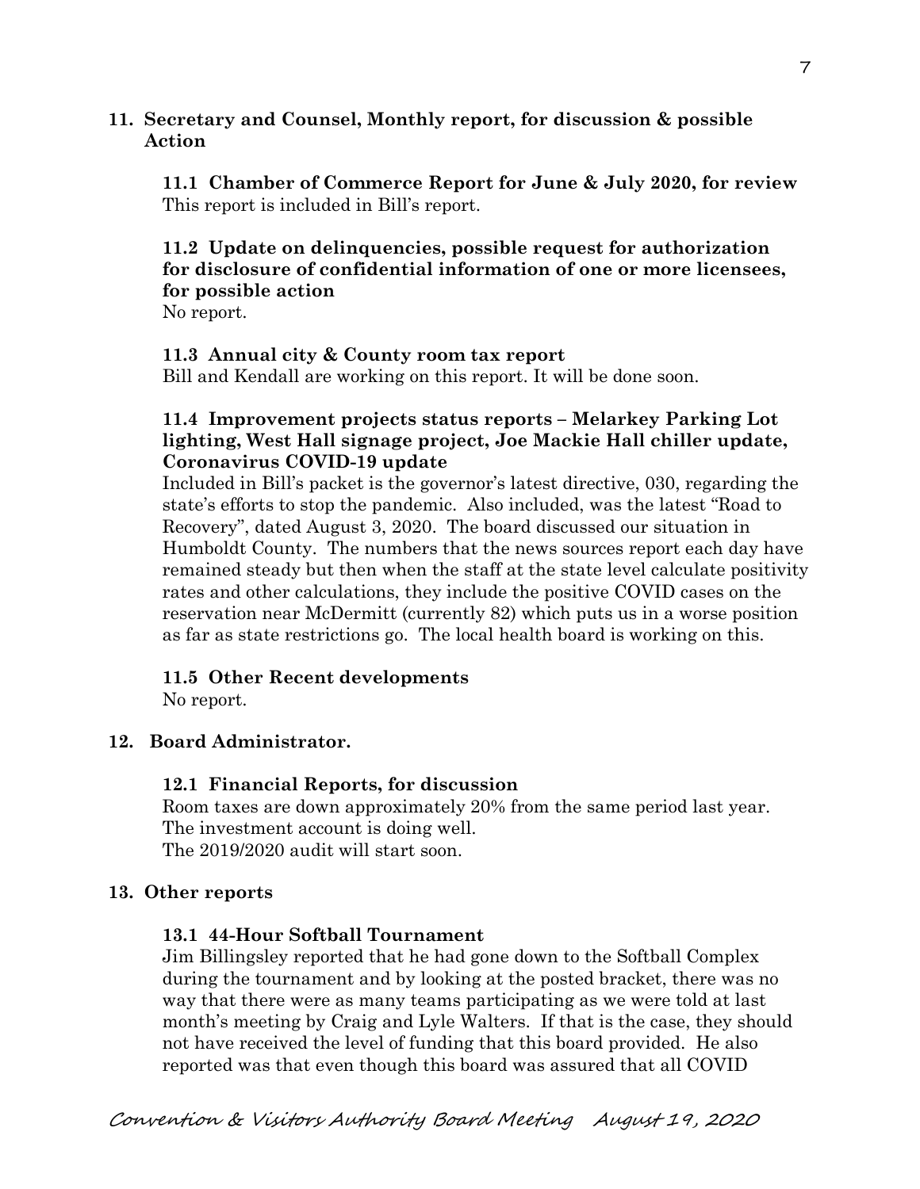**11. Secretary and Counsel, Monthly report, for discussion & possible Action**

**11.1 Chamber of Commerce Report for June & July 2020, for review**
This report is included in Bill's report.

**11.2 Update on delinquencies, possible request for authorization for disclosure of confidential information of one or more licensees, for possible action**
No report.

**11.3 Annual city & County room tax report**
Bill and Kendall are working on this report. It will be done soon.

**11.4 Improvement projects status reports – Melarkey Parking Lot lighting, West Hall signage project, Joe Mackie Hall chiller update, Coronavirus COVID-19 update**
Included in Bill's packet is the governor's latest directive, 030, regarding the state's efforts to stop the pandemic. Also included, was the latest "Road to Recovery", dated August 3, 2020. The board discussed our situation in Humboldt County. The numbers that the news sources report each day have remained steady but then when the staff at the state level calculate positivity rates and other calculations, they include the positive COVID cases on the reservation near McDermitt (currently 82) which puts us in a worse position as far as state restrictions go. The local health board is working on this.

**11.5 Other Recent developments**
No report.

**12. Board Administrator.**

**12.1 Financial Reports, for discussion**
Room taxes are down approximately 20% from the same period last year.
The investment account is doing well.
The 2019/2020 audit will start soon.

**13. Other reports**

**13.1 44-Hour Softball Tournament**
Jim Billingsley reported that he had gone down to the Softball Complex during the tournament and by looking at the posted bracket, there was no way that there were as many teams participating as we were told at last month's meeting by Craig and Lyle Walters. If that is the case, they should not have received the level of funding that this board provided. He also reported was that even though this board was assured that all COVID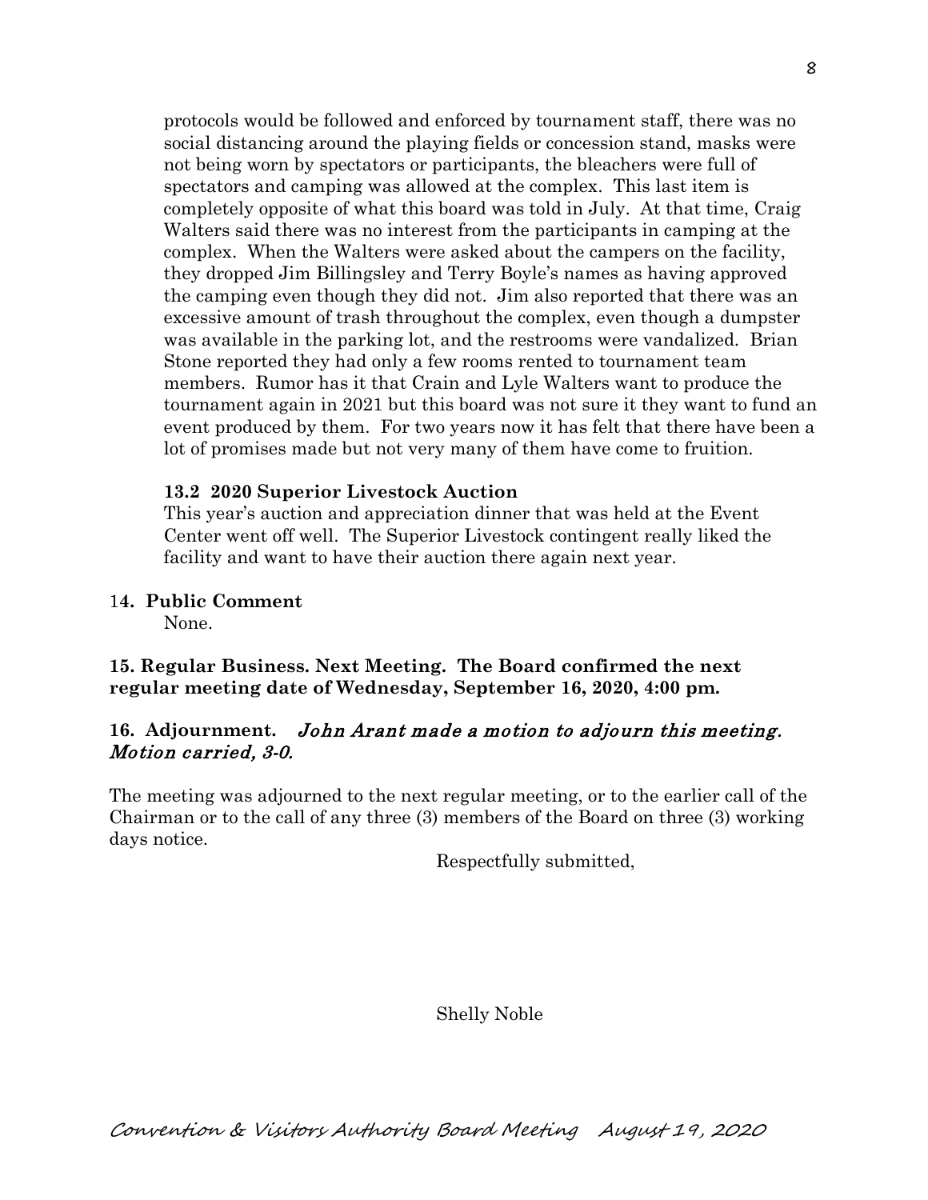protocols would be followed and enforced by tournament staff, there was no social distancing around the playing fields or concession stand, masks were not being worn by spectators or participants, the bleachers were full of spectators and camping was allowed at the complex. This last item is completely opposite of what this board was told in July. At that time, Craig Walters said there was no interest from the participants in camping at the complex. When the Walters were asked about the campers on the facility, they dropped Jim Billingsley and Terry Boyle's names as having approved the camping even though they did not. Jim also reported that there was an excessive amount of trash throughout the complex, even though a dumpster was available in the parking lot, and the restrooms were vandalized. Brian Stone reported they had only a few rooms rented to tournament team members. Rumor has it that Crain and Lyle Walters want to produce the tournament again in 2021 but this board was not sure it they want to fund an event produced by them. For two years now it has felt that there have been a lot of promises made but not very many of them have come to fruition.

**13.2 2020 Superior Livestock Auction**

This year's auction and appreciation dinner that was held at the Event Center went off well. The Superior Livestock contingent really liked the facility and want to have their auction there again next year.

**14. Public Comment**

None.

**15. Regular Business. Next Meeting. The Board confirmed the next regular meeting date of Wednesday, September 16, 2020, 4:00 pm.**

**16. Adjournment.** *John Arant made a motion to adjourn this meeting. Motion carried, 3-0.*

The meeting was adjourned to the next regular meeting, or to the earlier call of the Chairman or to the call of any three (3) members of the Board on three (3) working days notice.

Respectfully submitted,

Shelly Noble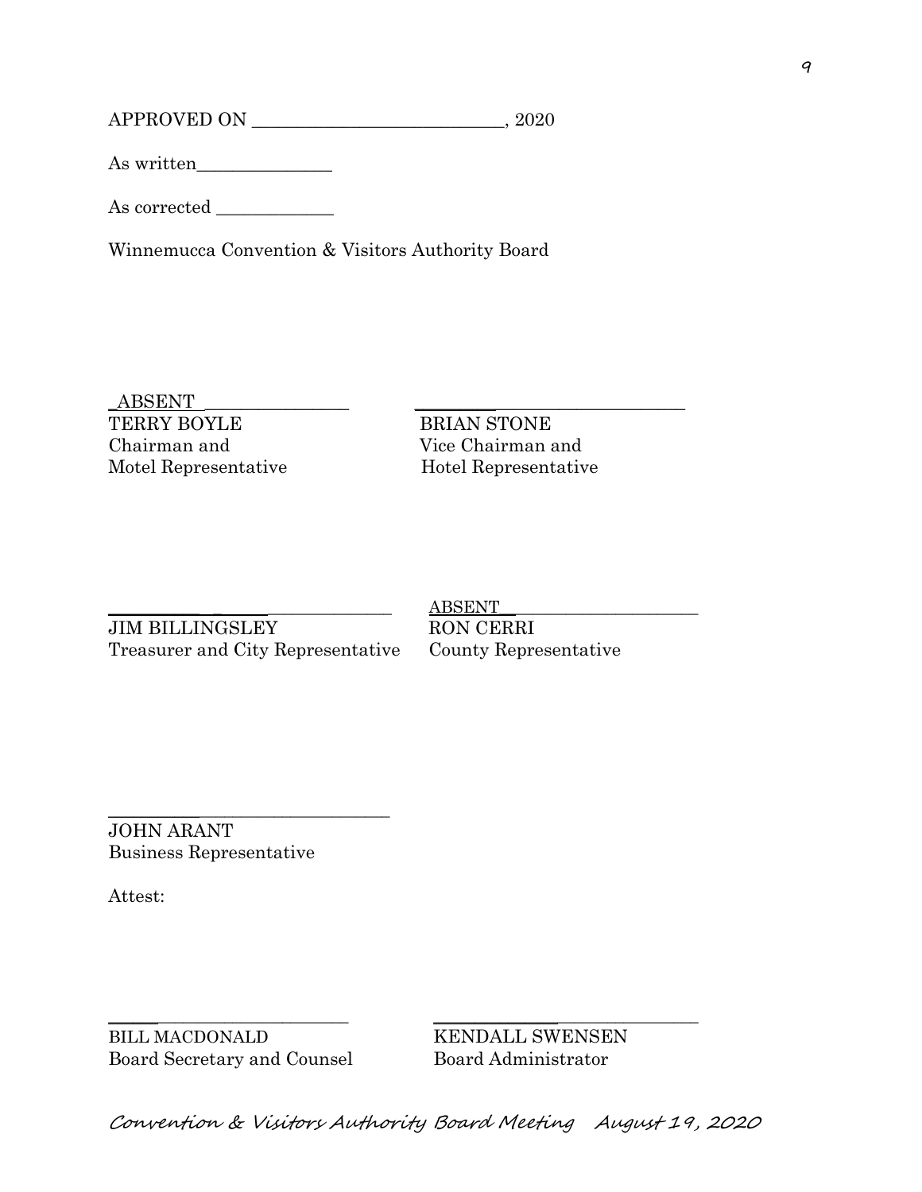APPROVED ON ____________________________, 2020

As written_______________

As corrected _____________

Winnemucca Convention & Visitors Authority Board

_ABSENT_________________

TERRY BOYLE
Chairman and
Motel Representative

______________________________

BRIAN STONE
Vice Chairman and
Hotel Representative

______________________________

JIM BILLINGSLEY
Treasurer and City Representative

ABSENT______________________

RON CERRI
County Representative

______________________________

JOHN ARANT
Business Representative

Attest:

______________________________

BILL MACDONALD
Board Secretary and Counsel

______________________________

KENDALL SWENSEN
Board Administrator